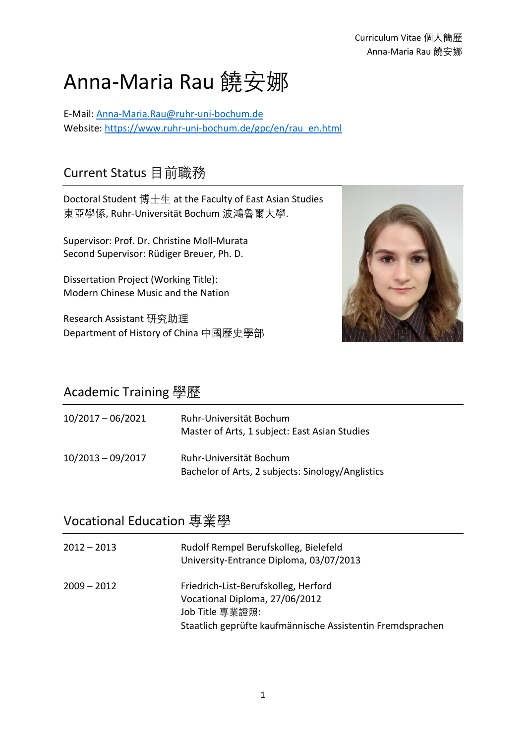# Anna-Maria Rau 饒安娜

E-Mail: Anna-Maria.Rau@ruhr-uni-bochum.de
Website: https://www.ruhr-uni-bochum.de/gpc/en/rau_en.html

## Current Status 目前職務

Doctoral Student 博士生 at the Faculty of East Asian Studies 東亞學係, Ruhr-Universität Bochum 波鴻魯爾大學.

Supervisor: Prof. Dr. Christine Moll-Murata
Second Supervisor: Rüdiger Breuer, Ph. D.

Dissertation Project (Working Title):
Modern Chinese Music and the Nation

Research Assistant 研究助理
Department of History of China 中國歷史學部

## Academic Training 學歷

| | |
|---|---|
| 10/2017 – 06/2021 | Ruhr-Universität Bochum<br>Master of Arts, 1 subject: East Asian Studies |
| 10/2013 – 09/2017 | Ruhr-Universität Bochum<br>Bachelor of Arts, 2 subjects: Sinology/Anglistics |

## Vocational Education 專業學

| | |
|---|---|
| 2012 – 2013 | Rudolf Rempel Berufskolleg, Bielefeld<br>University-Entrance Diploma, 03/07/2013 |
| 2009 – 2012 | Friedrich-List-Berufskolleg, Herford<br>Vocational Diploma, 27/06/2012<br>Job Title 專業證照:<br>Staatlich geprüfte kaufmännische Assistentin Fremdsprachen |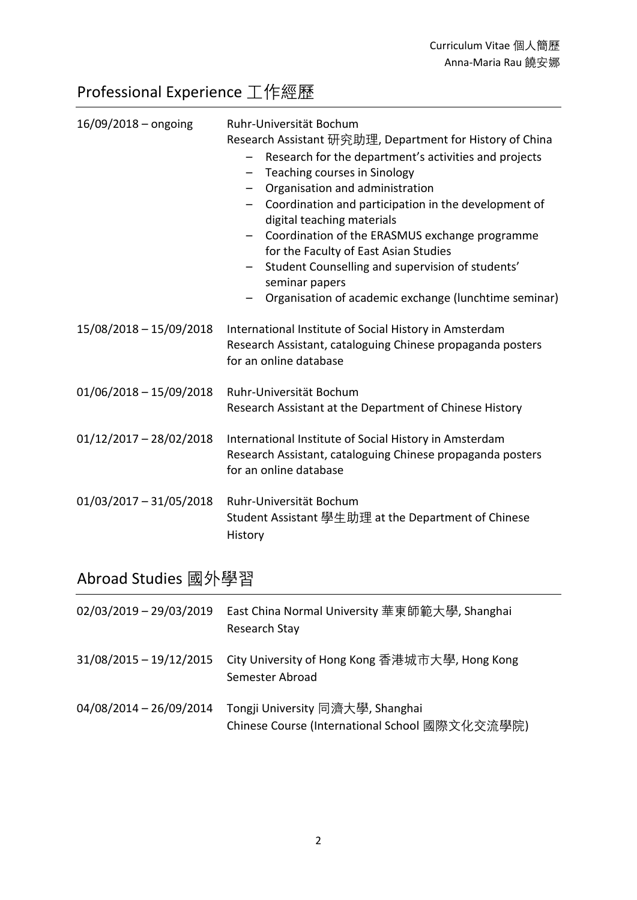## Professional Experience 工作經歷

**16/09/2018 – ongoing**
Ruhr-Universität Bochum
Research Assistant 研究助理, Department for History of China
- Research for the department's activities and projects
- Teaching courses in Sinology
- Organisation and administration
- Coordination and participation in the development of digital teaching materials
- Coordination of the ERASMUS exchange programme for the Faculty of East Asian Studies
- Student Counselling and supervision of students' seminar papers
- Organisation of academic exchange (lunchtime seminar)

**15/08/2018 – 15/09/2018**
International Institute of Social History in Amsterdam
Research Assistant, cataloguing Chinese propaganda posters for an online database

**01/06/2018 – 15/09/2018**
Ruhr-Universität Bochum
Research Assistant at the Department of Chinese History

**01/12/2017 – 28/02/2018**
International Institute of Social History in Amsterdam
Research Assistant, cataloguing Chinese propaganda posters for an online database

**01/03/2017 – 31/05/2018**
Ruhr-Universität Bochum
Student Assistant 學生助理 at the Department of Chinese History

## Abroad Studies 國外學習

**02/03/2019 – 29/03/2019**
East China Normal University 華東師範大學, Shanghai
Research Stay

**31/08/2015 – 19/12/2015**
City University of Hong Kong 香港城市大學, Hong Kong
Semester Abroad

**04/08/2014 – 26/09/2014**
Tongji University 同濟大學, Shanghai
Chinese Course (International School 國際文化交流學院)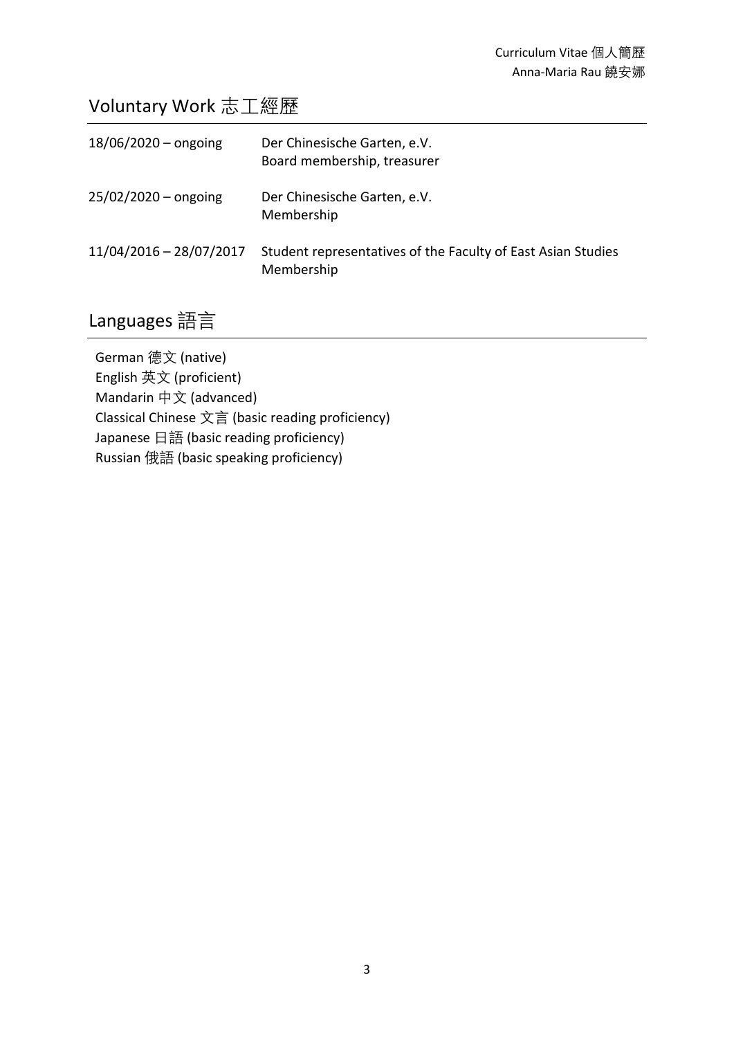## Voluntary Work 志工經歷

| | |
|---|---|
| 18/06/2020 – ongoing | Der Chinesische Garten, e.V.<br>Board membership, treasurer |
| 25/02/2020 – ongoing | Der Chinesische Garten, e.V.<br>Membership |
| 11/04/2016 – 28/07/2017 | Student representatives of the Faculty of East Asian Studies<br>Membership |

## Languages 語言

German 德文 (native)
English 英文 (proficient)
Mandarin 中文 (advanced)
Classical Chinese 文言 (basic reading proficiency)
Japanese 日語 (basic reading proficiency)
Russian 俄語 (basic speaking proficiency)